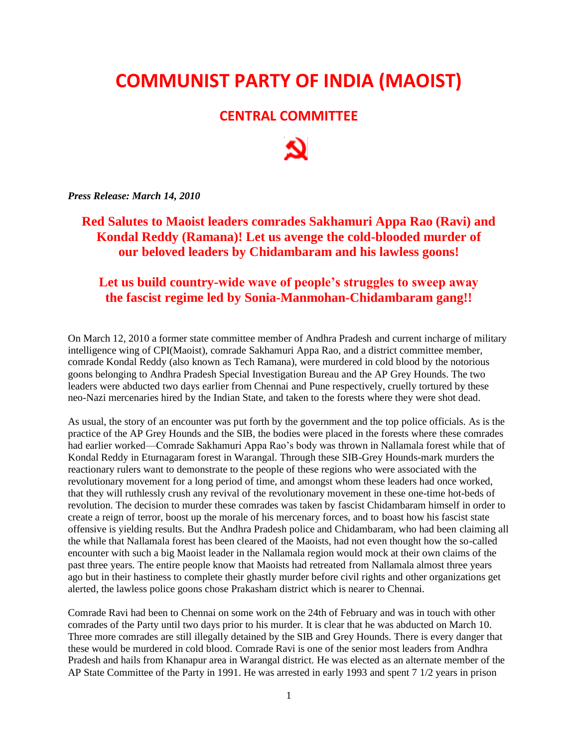# COMMUNIST PARTY OF INDIA (MAOIST)

## CENTRAL COMMITTEE

***Press Release: March 14, 2010***

### Red Salutes to Maoist leaders comrades Sakhamuri Appa Rao (Ravi) and Kondal Reddy (Ramana)! Let us avenge the cold-blooded murder of our beloved leaders by Chidambaram and his lawless goons!

### Let us build country-wide wave of people's struggles to sweep away the fascist regime led by Sonia-Manmohan-Chidambaram gang!!

On March 12, 2010 a former state committee member of Andhra Pradesh and current incharge of military intelligence wing of CPI(Maoist), comrade Sakhamuri Appa Rao, and a district committee member, comrade Kondal Reddy (also known as Tech Ramana), were murdered in cold blood by the notorious goons belonging to Andhra Pradesh Special Investigation Bureau and the AP Grey Hounds. The two leaders were abducted two days earlier from Chennai and Pune respectively, cruelly tortured by these neo-Nazi mercenaries hired by the Indian State, and taken to the forests where they were shot dead.

As usual, the story of an encounter was put forth by the government and the top police officials. As is the practice of the AP Grey Hounds and the SIB, the bodies were placed in the forests where these comrades had earlier worked—Comrade Sakhamuri Appa Rao's body was thrown in Nallamala forest while that of Kondal Reddy in Eturnagaram forest in Warangal. Through these SIB-Grey Hounds-mark murders the reactionary rulers want to demonstrate to the people of these regions who were associated with the revolutionary movement for a long period of time, and amongst whom these leaders had once worked, that they will ruthlessly crush any revival of the revolutionary movement in these one-time hot-beds of revolution. The decision to murder these comrades was taken by fascist Chidambaram himself in order to create a reign of terror, boost up the morale of his mercenary forces, and to boast how his fascist state offensive is yielding results. But the Andhra Pradesh police and Chidambaram, who had been claiming all the while that Nallamala forest has been cleared of the Maoists, had not even thought how the so-called encounter with such a big Maoist leader in the Nallamala region would mock at their own claims of the past three years. The entire people know that Maoists had retreated from Nallamala almost three years ago but in their hastiness to complete their ghastly murder before civil rights and other organizations get alerted, the lawless police goons chose Prakasham district which is nearer to Chennai.

Comrade Ravi had been to Chennai on some work on the 24th of February and was in touch with other comrades of the Party until two days prior to his murder. It is clear that he was abducted on March 10. Three more comrades are still illegally detained by the SIB and Grey Hounds. There is every danger that these would be murdered in cold blood. Comrade Ravi is one of the senior most leaders from Andhra Pradesh and hails from Khanapur area in Warangal district. He was elected as an alternate member of the AP State Committee of the Party in 1991. He was arrested in early 1993 and spent 7 1/2 years in prison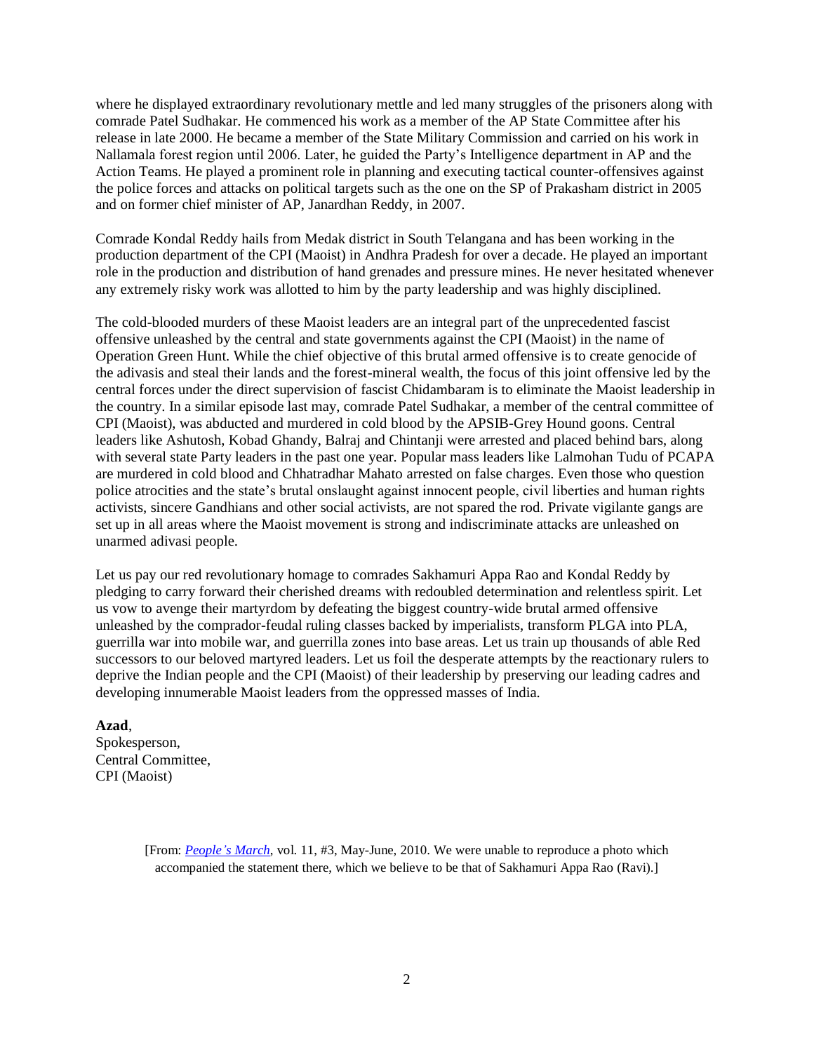where he displayed extraordinary revolutionary mettle and led many struggles of the prisoners along with comrade Patel Sudhakar. He commenced his work as a member of the AP State Committee after his release in late 2000. He became a member of the State Military Commission and carried on his work in Nallamala forest region until 2006. Later, he guided the Party's Intelligence department in AP and the Action Teams. He played a prominent role in planning and executing tactical counter-offensives against the police forces and attacks on political targets such as the one on the SP of Prakasham district in 2005 and on former chief minister of AP, Janardhan Reddy, in 2007.

Comrade Kondal Reddy hails from Medak district in South Telangana and has been working in the production department of the CPI (Maoist) in Andhra Pradesh for over a decade. He played an important role in the production and distribution of hand grenades and pressure mines. He never hesitated whenever any extremely risky work was allotted to him by the party leadership and was highly disciplined.

The cold-blooded murders of these Maoist leaders are an integral part of the unprecedented fascist offensive unleashed by the central and state governments against the CPI (Maoist) in the name of Operation Green Hunt. While the chief objective of this brutal armed offensive is to create genocide of the adivasis and steal their lands and the forest-mineral wealth, the focus of this joint offensive led by the central forces under the direct supervision of fascist Chidambaram is to eliminate the Maoist leadership in the country. In a similar episode last may, comrade Patel Sudhakar, a member of the central committee of CPI (Maoist), was abducted and murdered in cold blood by the APSIB-Grey Hound goons. Central leaders like Ashutosh, Kobad Ghandy, Balraj and Chintanji were arrested and placed behind bars, along with several state Party leaders in the past one year. Popular mass leaders like Lalmohan Tudu of PCAPA are murdered in cold blood and Chhatradhar Mahato arrested on false charges. Even those who question police atrocities and the state's brutal onslaught against innocent people, civil liberties and human rights activists, sincere Gandhians and other social activists, are not spared the rod. Private vigilante gangs are set up in all areas where the Maoist movement is strong and indiscriminate attacks are unleashed on unarmed adivasi people.

Let us pay our red revolutionary homage to comrades Sakhamuri Appa Rao and Kondal Reddy by pledging to carry forward their cherished dreams with redoubled determination and relentless spirit. Let us vow to avenge their martyrdom by defeating the biggest country-wide brutal armed offensive unleashed by the comprador-feudal ruling classes backed by imperialists, transform PLGA into PLA, guerrilla war into mobile war, and guerrilla zones into base areas. Let us train up thousands of able Red successors to our beloved martyred leaders. Let us foil the desperate attempts by the reactionary rulers to deprive the Indian people and the CPI (Maoist) of their leadership by preserving our leading cadres and developing innumerable Maoist leaders from the oppressed masses of India.

**Azad**,
Spokesperson,
Central Committee,
CPI (Maoist)

[From: *People's March*, vol. 11, #3, May-June, 2010. We were unable to reproduce a photo which accompanied the statement there, which we believe to be that of Sakhamuri Appa Rao (Ravi).]